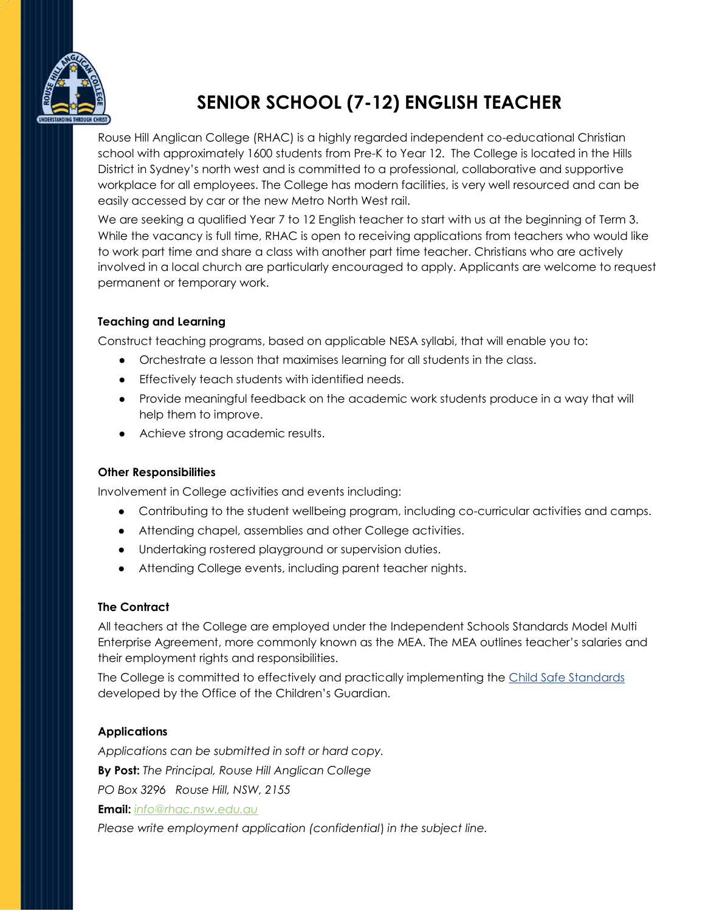# SENIOR SCHOOL (7-12) ENGLISH TEACHER

Rouse Hill Anglican College (RHAC) is a highly regarded independent co-educational Christian school with approximately 1600 students from Pre-K to Year 12. The College is located in the Hills District in Sydney's north west and is committed to a professional, collaborative and supportive workplace for all employees. The College has modern facilities, is very well resourced and can be easily accessed by car or the new Metro North West rail.

We are seeking a qualified Year 7 to 12 English teacher to start with us at the beginning of Term 3. While the vacancy is full time, RHAC is open to receiving applications from teachers who would like to work part time and share a class with another part time teacher. Christians who are actively involved in a local church are particularly encouraged to apply. Applicants are welcome to request permanent or temporary work.

### Teaching and Learning

Construct teaching programs, based on applicable NESA syllabi, that will enable you to:

- Orchestrate a lesson that maximises learning for all students in the class.
- Effectively teach students with identified needs.
- Provide meaningful feedback on the academic work students produce in a way that will help them to improve.
- Achieve strong academic results.

### Other Responsibilities

Involvement in College activities and events including:

- Contributing to the student wellbeing program, including co-curricular activities and camps.
- Attending chapel, assemblies and other College activities.
- Undertaking rostered playground or supervision duties.
- Attending College events, including parent teacher nights.

### The Contract

All teachers at the College are employed under the Independent Schools Standards Model Multi Enterprise Agreement, more commonly known as the MEA. The MEA outlines teacher's salaries and their employment rights and responsibilities.

The College is committed to effectively and practically implementing the Child Safe Standards developed by the Office of the Children's Guardian.

### Applications

*Applications can be submitted in soft or hard copy.*

**By Post:** *The Principal, Rouse Hill Anglican College*

*PO Box 3296 Rouse Hill, NSW, 2155*

**Email:** *info@rhac.nsw.edu.au*

*Please write employment application (confidential) in the subject line.*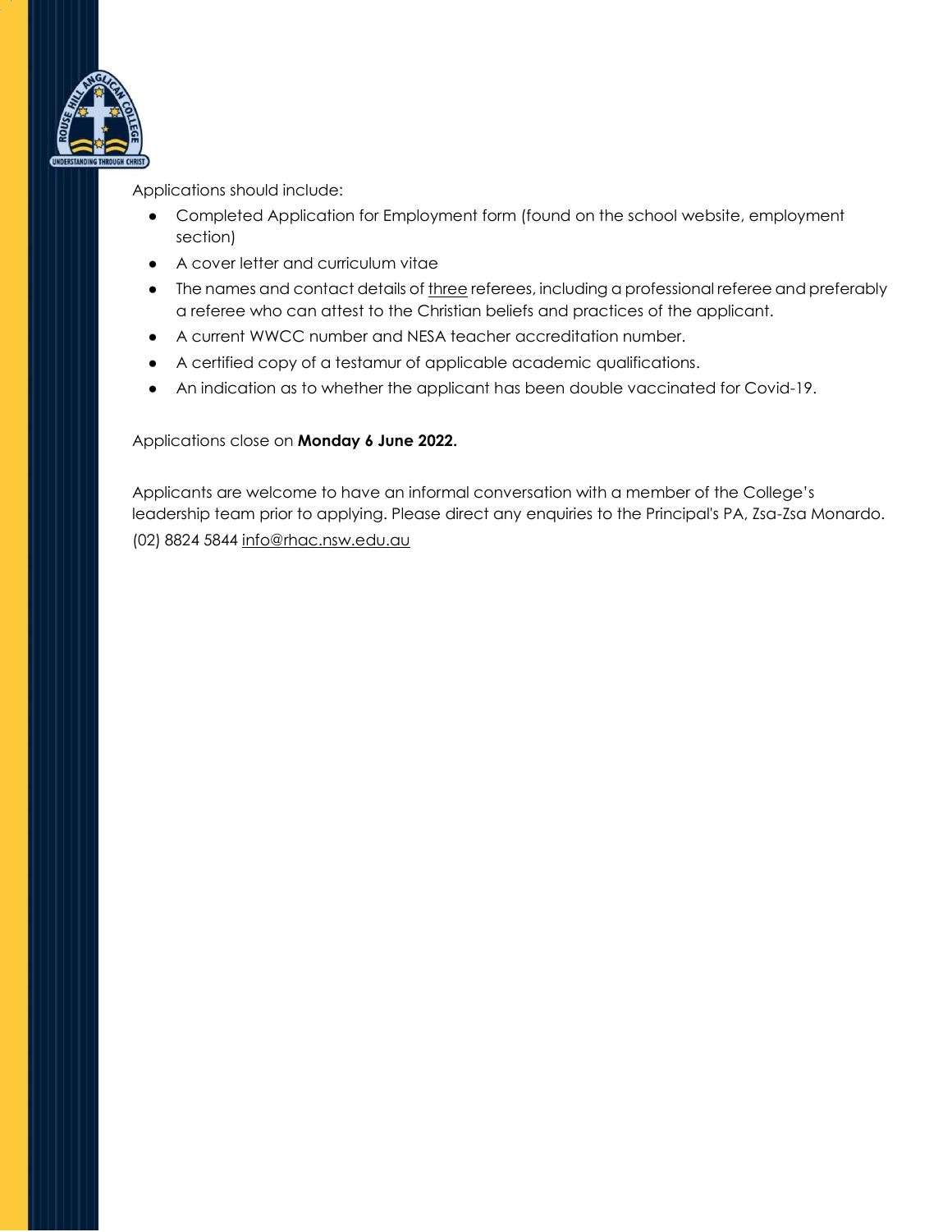Applications should include:

- Completed Application for Employment form (found on the school website, employment section)
- A cover letter and curriculum vitae
- The names and contact details of three referees, including a professional referee and preferably a referee who can attest to the Christian beliefs and practices of the applicant.
- A current WWCC number and NESA teacher accreditation number.
- A certified copy of a testamur of applicable academic qualifications.
- An indication as to whether the applicant has been double vaccinated for Covid-19.

Applications close on **Monday 6 June 2022.**

Applicants are welcome to have an informal conversation with a member of the College's leadership team prior to applying. Please direct any enquiries to the Principal's PA, Zsa-Zsa Monardo.

(02) 8824 5844 info@rhac.nsw.edu.au